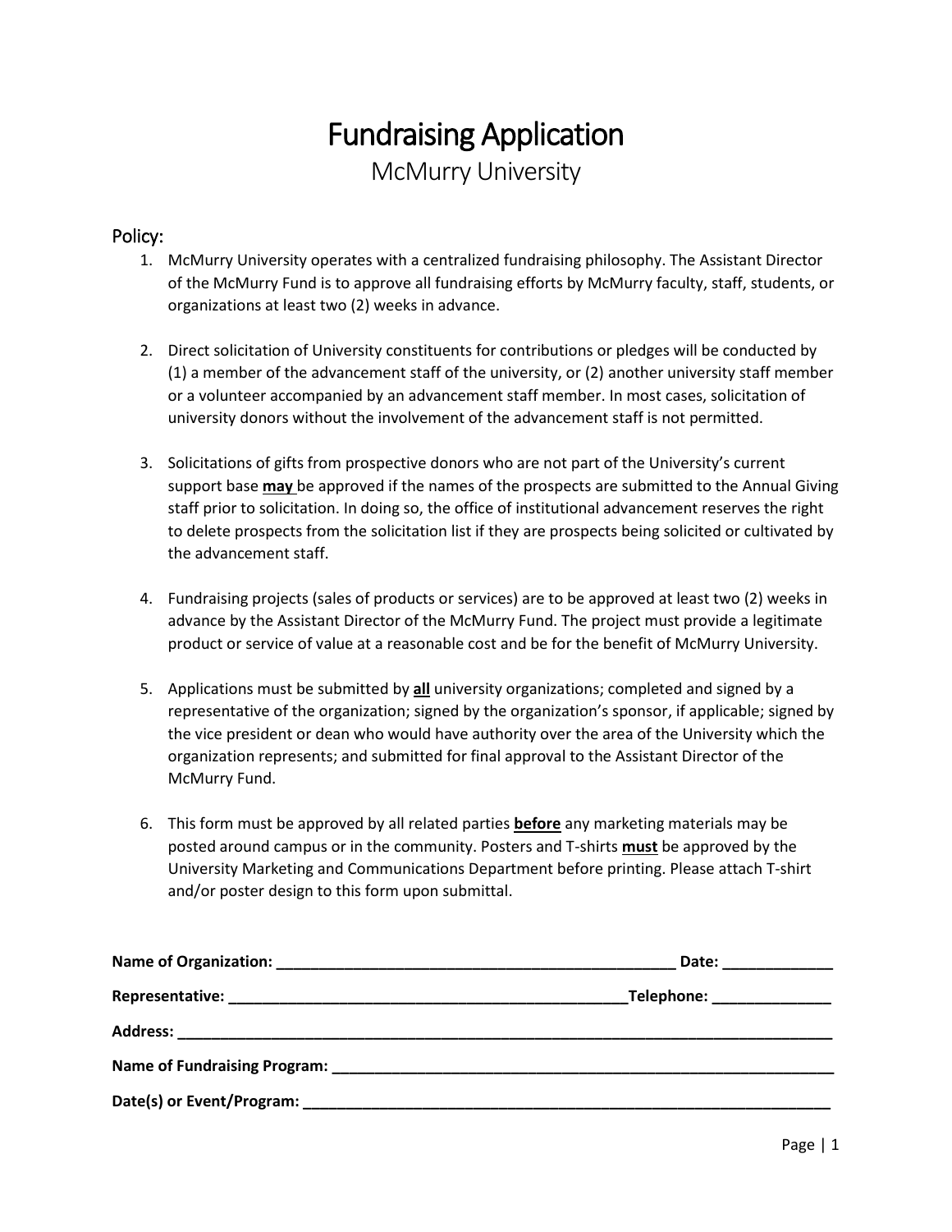# Fundraising Application

McMurry University

## Policy:

1. McMurry University operates with a centralized fundraising philosophy. The Assistant Director of the McMurry Fund is to approve all fundraising efforts by McMurry faculty, staff, students, or organizations at least two (2) weeks in advance.

2. Direct solicitation of University constituents for contributions or pledges will be conducted by (1) a member of the advancement staff of the university, or (2) another university staff member or a volunteer accompanied by an advancement staff member. In most cases, solicitation of university donors without the involvement of the advancement staff is not permitted.

3. Solicitations of gifts from prospective donors who are not part of the University's current support base **may** be approved if the names of the prospects are submitted to the Annual Giving staff prior to solicitation. In doing so, the office of institutional advancement reserves the right to delete prospects from the solicitation list if they are prospects being solicited or cultivated by the advancement staff.

4. Fundraising projects (sales of products or services) are to be approved at least two (2) weeks in advance by the Assistant Director of the McMurry Fund. The project must provide a legitimate product or service of value at a reasonable cost and be for the benefit of McMurry University.

5. Applications must be submitted by **all** university organizations; completed and signed by a representative of the organization; signed by the organization's sponsor, if applicable; signed by the vice president or dean who would have authority over the area of the University which the organization represents; and submitted for final approval to the Assistant Director of the McMurry Fund.

6. This form must be approved by all related parties **before** any marketing materials may be posted around campus or in the community. Posters and T-shirts **must** be approved by the University Marketing and Communications Department before printing. Please attach T-shirt and/or poster design to this form upon submittal.

**Name of Organization:** ________________________________________________ **Date:** _____________

**Representative:** ________________________________________________**Telephone:** ______________

**Address:** ________________________________________________________________________________

**Name of Fundraising Program:** ______________________________________________________________

**Date(s) or Event/Program:** _________________________________________________________________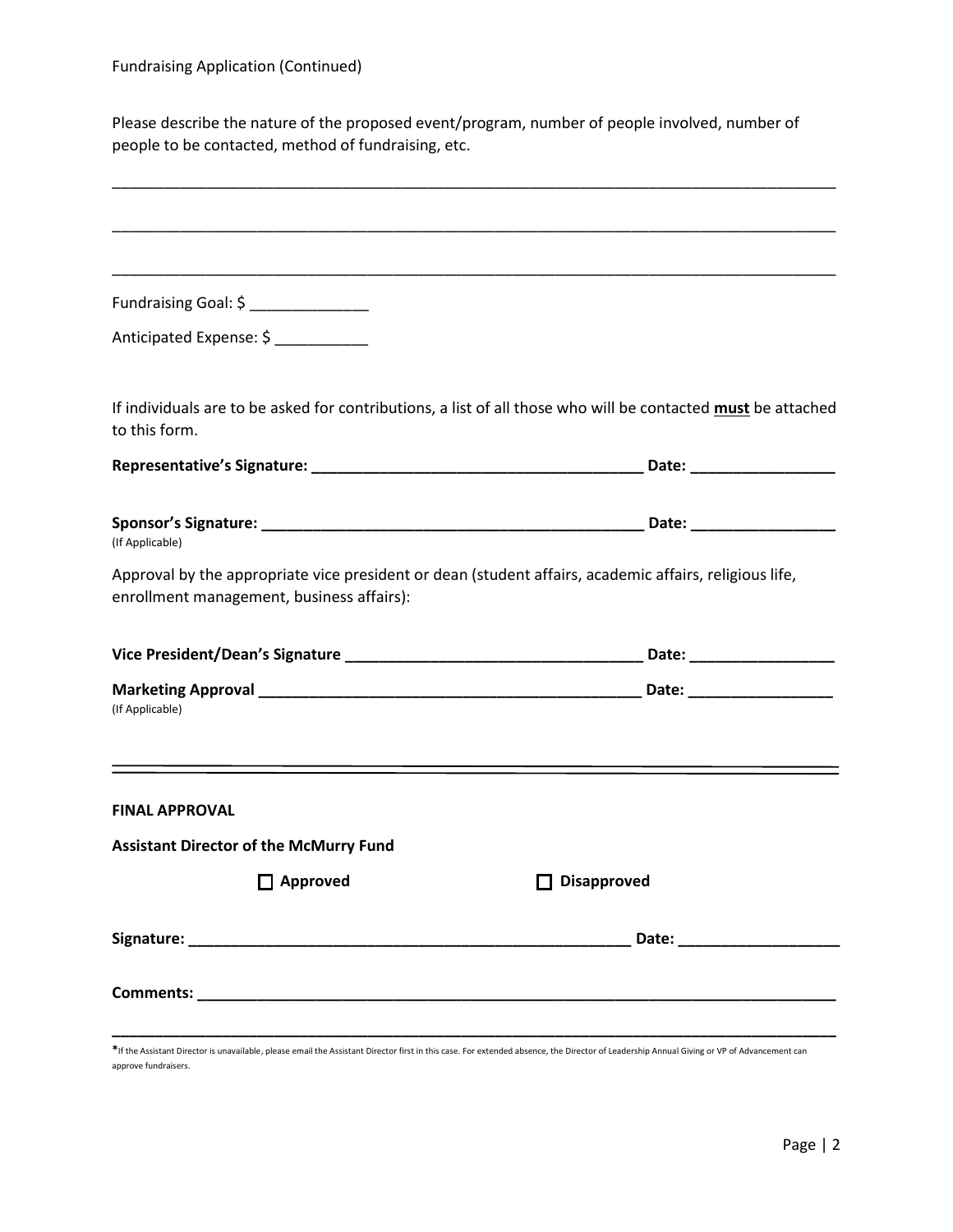Fundraising Application (Continued)

Please describe the nature of the proposed event/program, number of people involved, number of people to be contacted, method of fundraising, etc.

_____________________________________________________________________________________

_____________________________________________________________________________________

_____________________________________________________________________________________

Fundraising Goal: $ ______________

Anticipated Expense: $ ___________

If individuals are to be asked for contributions, a list of all those who will be contacted **must** be attached to this form.

**Representative's Signature: ________________________________________ Date: _________________**

**Sponsor's Signature: ______________________________________________ Date: _________________**
(If Applicable)

Approval by the appropriate vice president or dean (student affairs, academic affairs, religious life, enrollment management, business affairs):

**Vice President/Dean's Signature ___________________________________ Date: _________________**

**Marketing Approval _____________________________________________ Date: _________________**
(If Applicable)

---

**FINAL APPROVAL**

**Assistant Director of the McMurry Fund**

☐ **Approved** ☐ **Disapproved**

**Signature: ______________________________________________________ Date: ___________________**

**Comments: ___________________________________________________________________________**

_____________________________________________________________________________________

*If the Assistant Director is unavailable, please email the Assistant Director first in this case. For extended absence, the Director of Leadership Annual Giving or VP of Advancement can approve fundraisers.